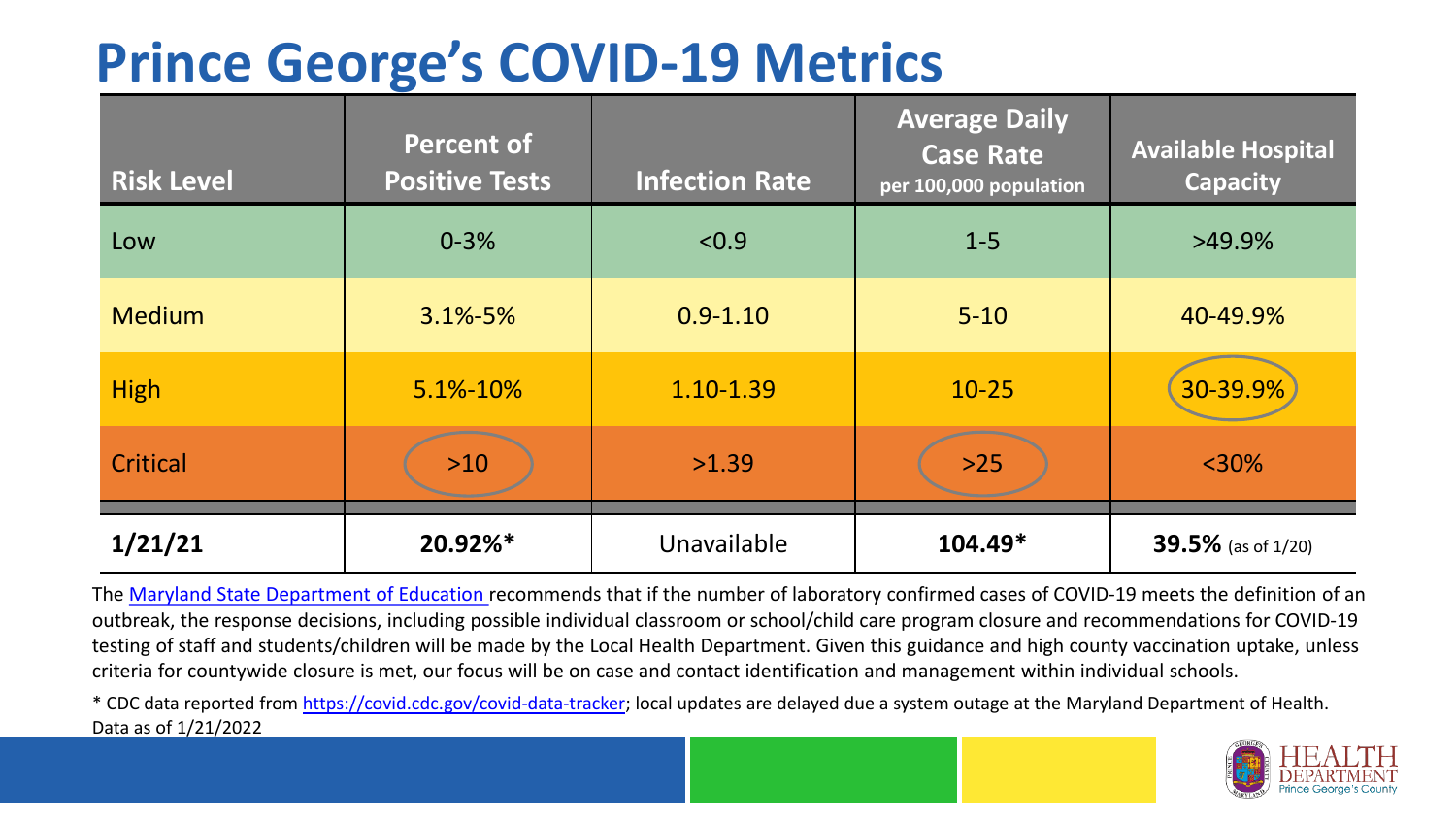# Prince George's COVID-19 Metrics

| Risk Level | Percent of Positive Tests | Infection Rate | Average Daily Case Rate per 100,000 population | Available Hospital Capacity |
|---|---|---|---|---|
| Low | 0-3% | <0.9 | 1-5 | >49.9% |
| Medium | 3.1%-5% | 0.9-1.10 | 5-10 | 40-49.9% |
| High | 5.1%-10% | 1.10-1.39 | 10-25 | 30-39.9% |
| Critical | >10 | >1.39 | >25 | <30% |
| **1/21/21** | **20.92%*** | Unavailable | **104.49*** | **39.5%** (as of 1/20) |

The Maryland State Department of Education recommends that if the number of laboratory confirmed cases of COVID-19 meets the definition of an outbreak, the response decisions, including possible individual classroom or school/child care program closure and recommendations for COVID-19 testing of staff and students/children will be made by the Local Health Department. Given this guidance and high county vaccination uptake, unless criteria for countywide closure is met, our focus will be on case and contact identification and management within individual schools.

* CDC data reported from https://covid.cdc.gov/covid-data-tracker; local updates are delayed due a system outage at the Maryland Department of Health. Data as of 1/21/2022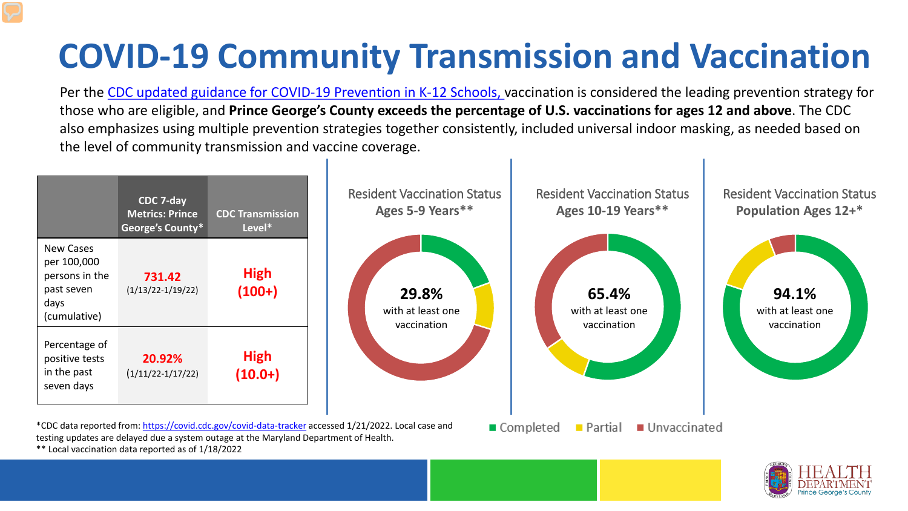# COVID-19 Community Transmission and Vaccination

Per the CDC updated guidance for COVID-19 Prevention in K-12 Schools, vaccination is considered the leading prevention strategy for those who are eligible, and **Prince George's County exceeds the percentage of U.S. vaccinations for ages 12 and above**. The CDC also emphasizes using multiple prevention strategies together consistently, included universal indoor masking, as needed based on the level of community transmission and vaccine coverage.

| | CDC 7-day Metrics: Prince George's County* | CDC Transmission Level* |
|---|---|---|
| New Cases per 100,000 persons in the past seven days (cumulative) | **731.42** (1/13/22-1/19/22) | **High (100+)** |
| Percentage of positive tests in the past seven days | **20.92%** (1/11/22-1/17/22) | **High (10.0+)** |

**Resident Vaccination Status Ages 5-9 Years****

**29.8%** with at least one vaccination

**Resident Vaccination Status Ages 10-19 Years****

**65.4%** with at least one vaccination

**Resident Vaccination Status Population Ages 12+***

**94.1%** with at least one vaccination

■ Completed ■ Partial ■ Unvaccinated

*CDC data reported from: https://covid.cdc.gov/covid-data-tracker accessed 1/21/2022. Local case and testing updates are delayed due a system outage at the Maryland Department of Health.

** Local vaccination data reported as of 1/18/2022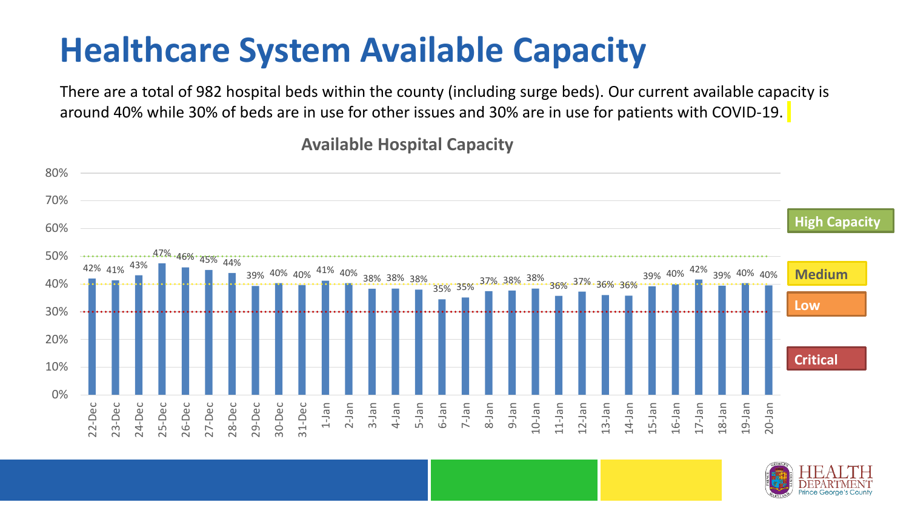# Healthcare System Available Capacity

There are a total of 982 hospital beds within the county (including surge beds). Our current available capacity is around 40% while 30% of beds are in use for other issues and 30% are in use for patients with COVID-19.

Available Hospital Capacity

80%
70%
60%
50%
40%
30%
20%
10%
0%

42% 41% 43% 47% 46% 45% 44% 39% 40% 40% 41% 40% 38% 38% 38% 35% 35% 37% 38% 38% 36% 37% 36% 36% 39% 40% 42% 39% 40% 40%

22-Dec 23-Dec 24-Dec 25-Dec 26-Dec 27-Dec 28-Dec 29-Dec 30-Dec 31-Dec 1-Jan 2-Jan 3-Jan 4-Jan 5-Jan 6-Jan 7-Jan 8-Jan 9-Jan 10-Jan 11-Jan 12-Jan 13-Jan 14-Jan 15-Jan 16-Jan 17-Jan 18-Jan 19-Jan 20-Jan

High Capacity

Medium

Low

Critical

HEALTH DEPARTMENT Prince George's County